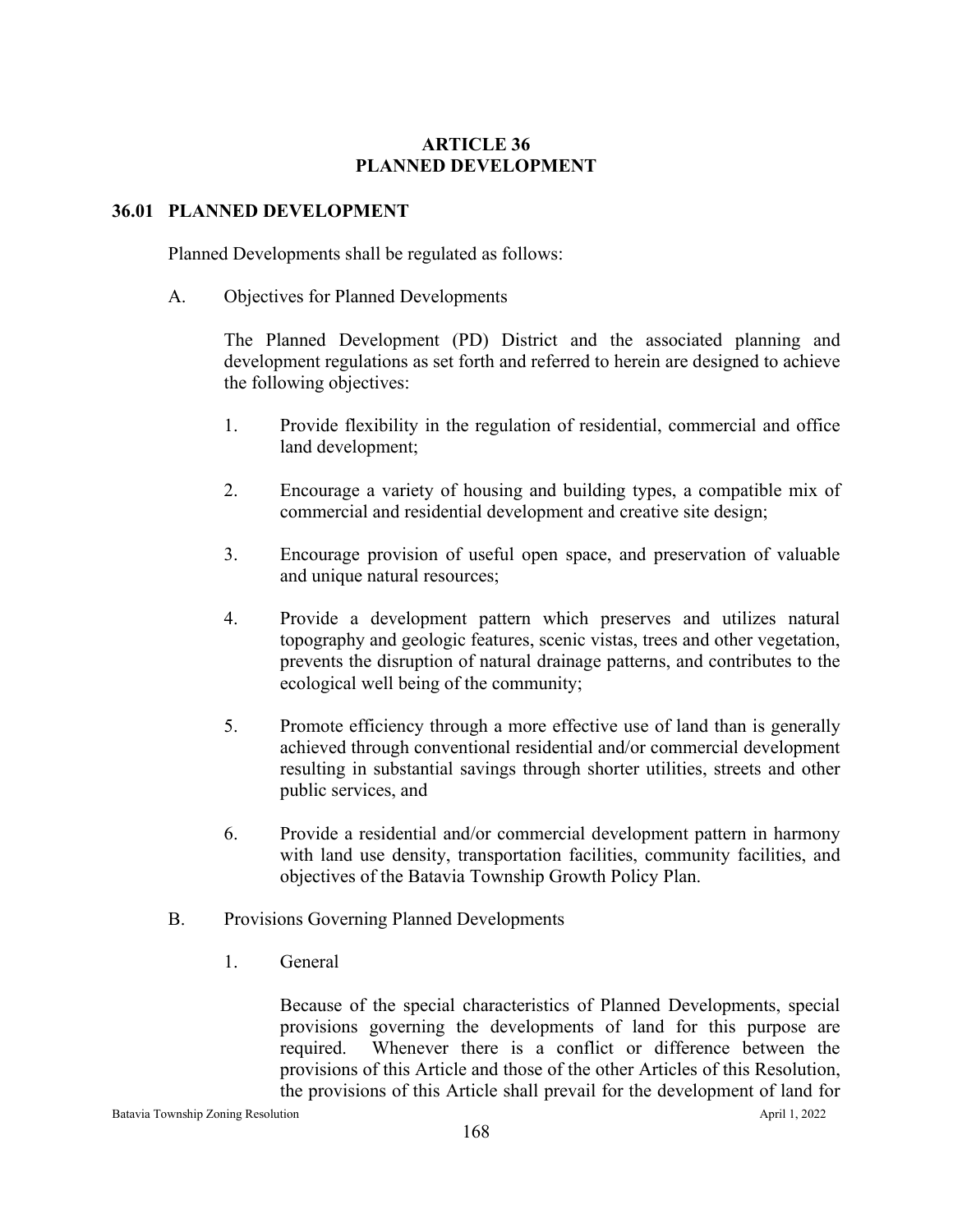# ARTICLE 36
# PLANNED DEVELOPMENT

## 36.01 PLANNED DEVELOPMENT

Planned Developments shall be regulated as follows:

A. Objectives for Planned Developments

The Planned Development (PD) District and the associated planning and development regulations as set forth and referred to herein are designed to achieve the following objectives:

1. Provide flexibility in the regulation of residential, commercial and office land development;

2. Encourage a variety of housing and building types, a compatible mix of commercial and residential development and creative site design;

3. Encourage provision of useful open space, and preservation of valuable and unique natural resources;

4. Provide a development pattern which preserves and utilizes natural topography and geologic features, scenic vistas, trees and other vegetation, prevents the disruption of natural drainage patterns, and contributes to the ecological well being of the community;

5. Promote efficiency through a more effective use of land than is generally achieved through conventional residential and/or commercial development resulting in substantial savings through shorter utilities, streets and other public services, and

6. Provide a residential and/or commercial development pattern in harmony with land use density, transportation facilities, community facilities, and objectives of the Batavia Township Growth Policy Plan.

B. Provisions Governing Planned Developments

1. General

Because of the special characteristics of Planned Developments, special provisions governing the developments of land for this purpose are required. Whenever there is a conflict or difference between the provisions of this Article and those of the other Articles of this Resolution, the provisions of this Article shall prevail for the development of land for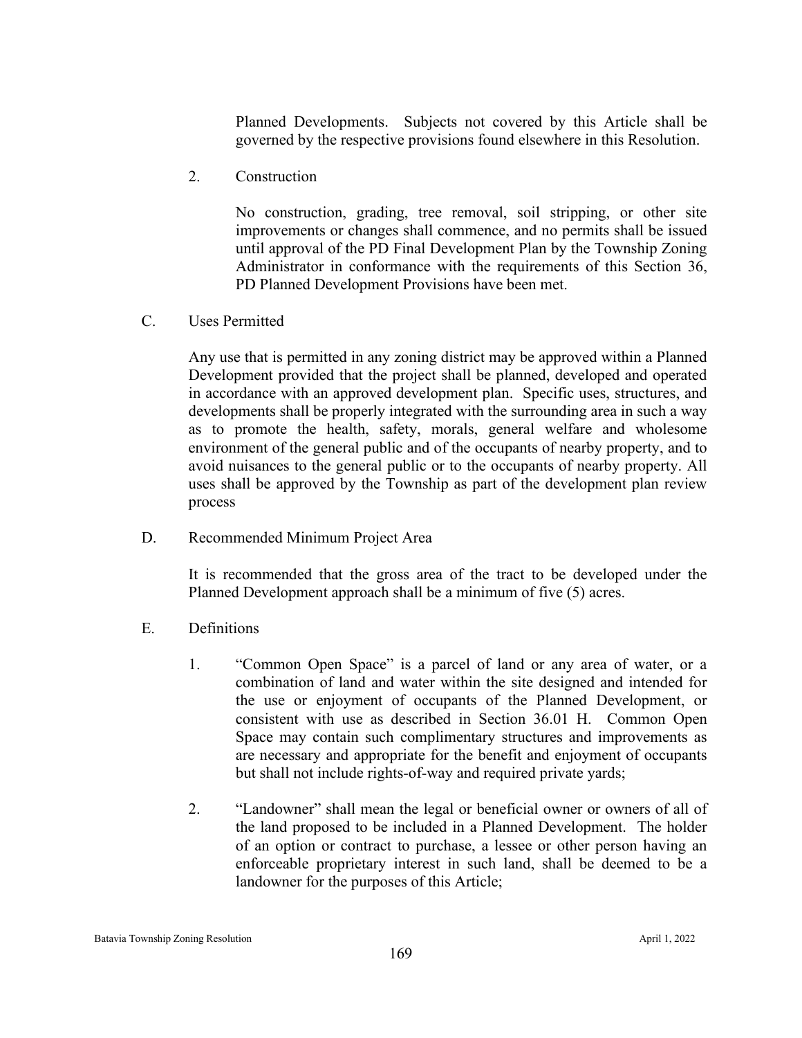Planned Developments. Subjects not covered by this Article shall be governed by the respective provisions found elsewhere in this Resolution.

2. Construction

   No construction, grading, tree removal, soil stripping, or other site improvements or changes shall commence, and no permits shall be issued until approval of the PD Final Development Plan by the Township Zoning Administrator in conformance with the requirements of this Section 36, PD Planned Development Provisions have been met.

C. Uses Permitted

   Any use that is permitted in any zoning district may be approved within a Planned Development provided that the project shall be planned, developed and operated in accordance with an approved development plan. Specific uses, structures, and developments shall be properly integrated with the surrounding area in such a way as to promote the health, safety, morals, general welfare and wholesome environment of the general public and of the occupants of nearby property, and to avoid nuisances to the general public or to the occupants of nearby property. All uses shall be approved by the Township as part of the development plan review process

D. Recommended Minimum Project Area

   It is recommended that the gross area of the tract to be developed under the Planned Development approach shall be a minimum of five (5) acres.

E. Definitions

   1. "Common Open Space" is a parcel of land or any area of water, or a combination of land and water within the site designed and intended for the use or enjoyment of occupants of the Planned Development, or consistent with use as described in Section 36.01 H. Common Open Space may contain such complimentary structures and improvements as are necessary and appropriate for the benefit and enjoyment of occupants but shall not include rights-of-way and required private yards;

   2. "Landowner" shall mean the legal or beneficial owner or owners of all of the land proposed to be included in a Planned Development. The holder of an option or contract to purchase, a lessee or other person having an enforceable proprietary interest in such land, shall be deemed to be a landowner for the purposes of this Article;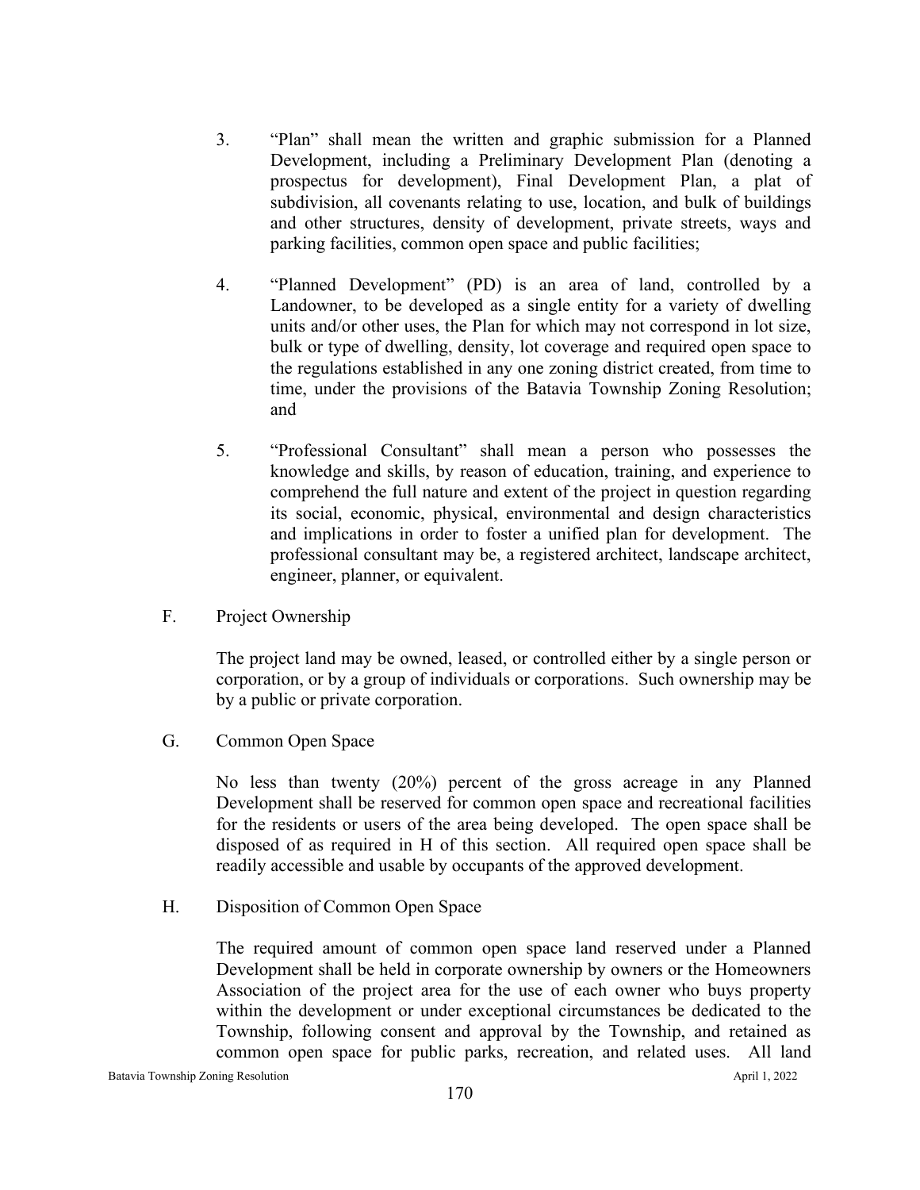3. “Plan” shall mean the written and graphic submission for a Planned Development, including a Preliminary Development Plan (denoting a prospectus for development), Final Development Plan, a plat of subdivision, all covenants relating to use, location, and bulk of buildings and other structures, density of development, private streets, ways and parking facilities, common open space and public facilities;

4. “Planned Development” (PD) is an area of land, controlled by a Landowner, to be developed as a single entity for a variety of dwelling units and/or other uses, the Plan for which may not correspond in lot size, bulk or type of dwelling, density, lot coverage and required open space to the regulations established in any one zoning district created, from time to time, under the provisions of the Batavia Township Zoning Resolution; and

5. “Professional Consultant” shall mean a person who possesses the knowledge and skills, by reason of education, training, and experience to comprehend the full nature and extent of the project in question regarding its social, economic, physical, environmental and design characteristics and implications in order to foster a unified plan for development. The professional consultant may be, a registered architect, landscape architect, engineer, planner, or equivalent.

F. Project Ownership

The project land may be owned, leased, or controlled either by a single person or corporation, or by a group of individuals or corporations. Such ownership may be by a public or private corporation.

G. Common Open Space

No less than twenty (20%) percent of the gross acreage in any Planned Development shall be reserved for common open space and recreational facilities for the residents or users of the area being developed. The open space shall be disposed of as required in H of this section. All required open space shall be readily accessible and usable by occupants of the approved development.

H. Disposition of Common Open Space

The required amount of common open space land reserved under a Planned Development shall be held in corporate ownership by owners or the Homeowners Association of the project area for the use of each owner who buys property within the development or under exceptional circumstances be dedicated to the Township, following consent and approval by the Township, and retained as common open space for public parks, recreation, and related uses. All land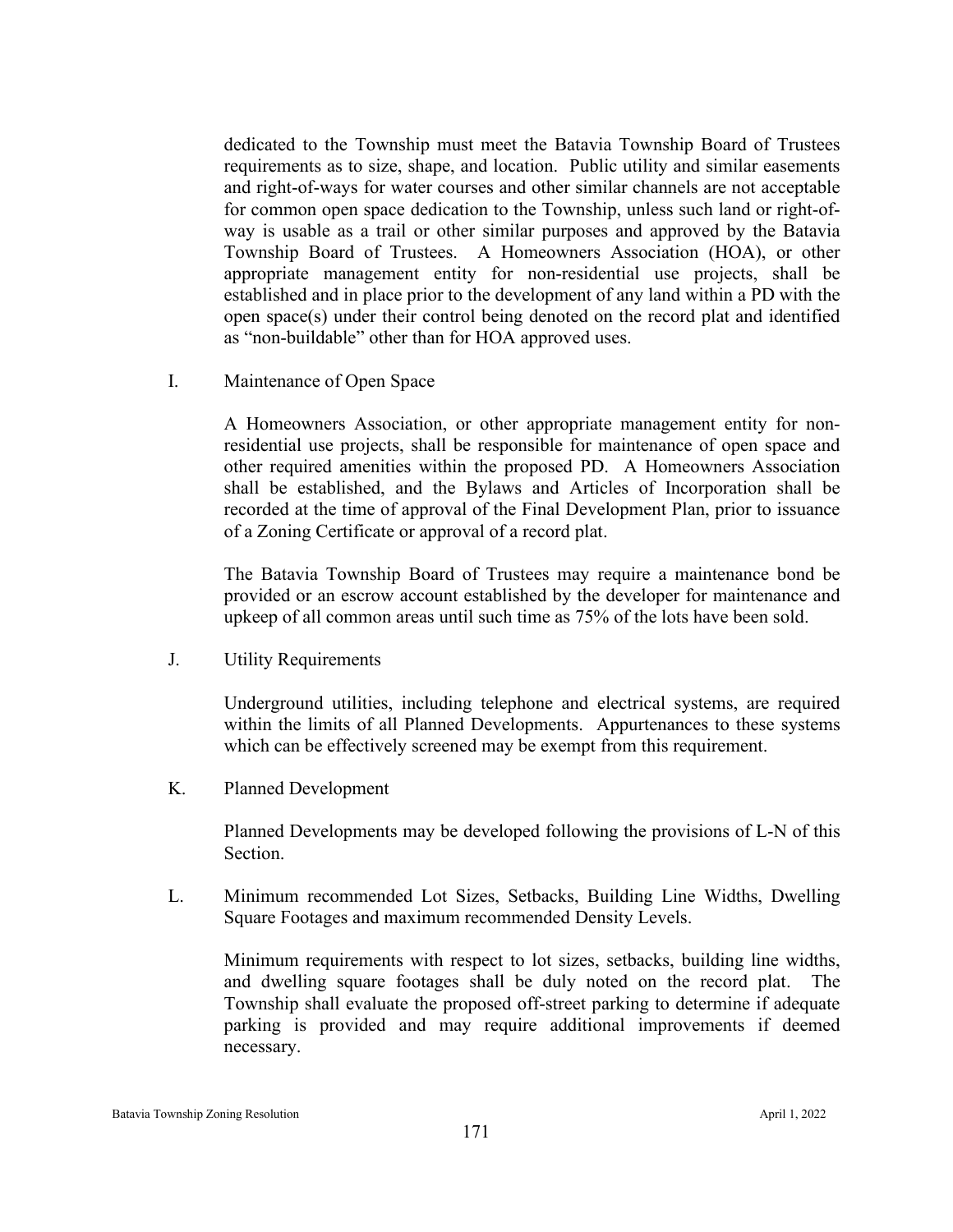dedicated to the Township must meet the Batavia Township Board of Trustees requirements as to size, shape, and location. Public utility and similar easements and right-of-ways for water courses and other similar channels are not acceptable for common open space dedication to the Township, unless such land or right-of-way is usable as a trail or other similar purposes and approved by the Batavia Township Board of Trustees. A Homeowners Association (HOA), or other appropriate management entity for non-residential use projects, shall be established and in place prior to the development of any land within a PD with the open space(s) under their control being denoted on the record plat and identified as "non-buildable" other than for HOA approved uses.

I. Maintenance of Open Space

A Homeowners Association, or other appropriate management entity for non-residential use projects, shall be responsible for maintenance of open space and other required amenities within the proposed PD. A Homeowners Association shall be established, and the Bylaws and Articles of Incorporation shall be recorded at the time of approval of the Final Development Plan, prior to issuance of a Zoning Certificate or approval of a record plat.

The Batavia Township Board of Trustees may require a maintenance bond be provided or an escrow account established by the developer for maintenance and upkeep of all common areas until such time as 75% of the lots have been sold.

J. Utility Requirements

Underground utilities, including telephone and electrical systems, are required within the limits of all Planned Developments. Appurtenances to these systems which can be effectively screened may be exempt from this requirement.

K. Planned Development

Planned Developments may be developed following the provisions of L-N of this Section.

L. Minimum recommended Lot Sizes, Setbacks, Building Line Widths, Dwelling Square Footages and maximum recommended Density Levels.

Minimum requirements with respect to lot sizes, setbacks, building line widths, and dwelling square footages shall be duly noted on the record plat. The Township shall evaluate the proposed off-street parking to determine if adequate parking is provided and may require additional improvements if deemed necessary.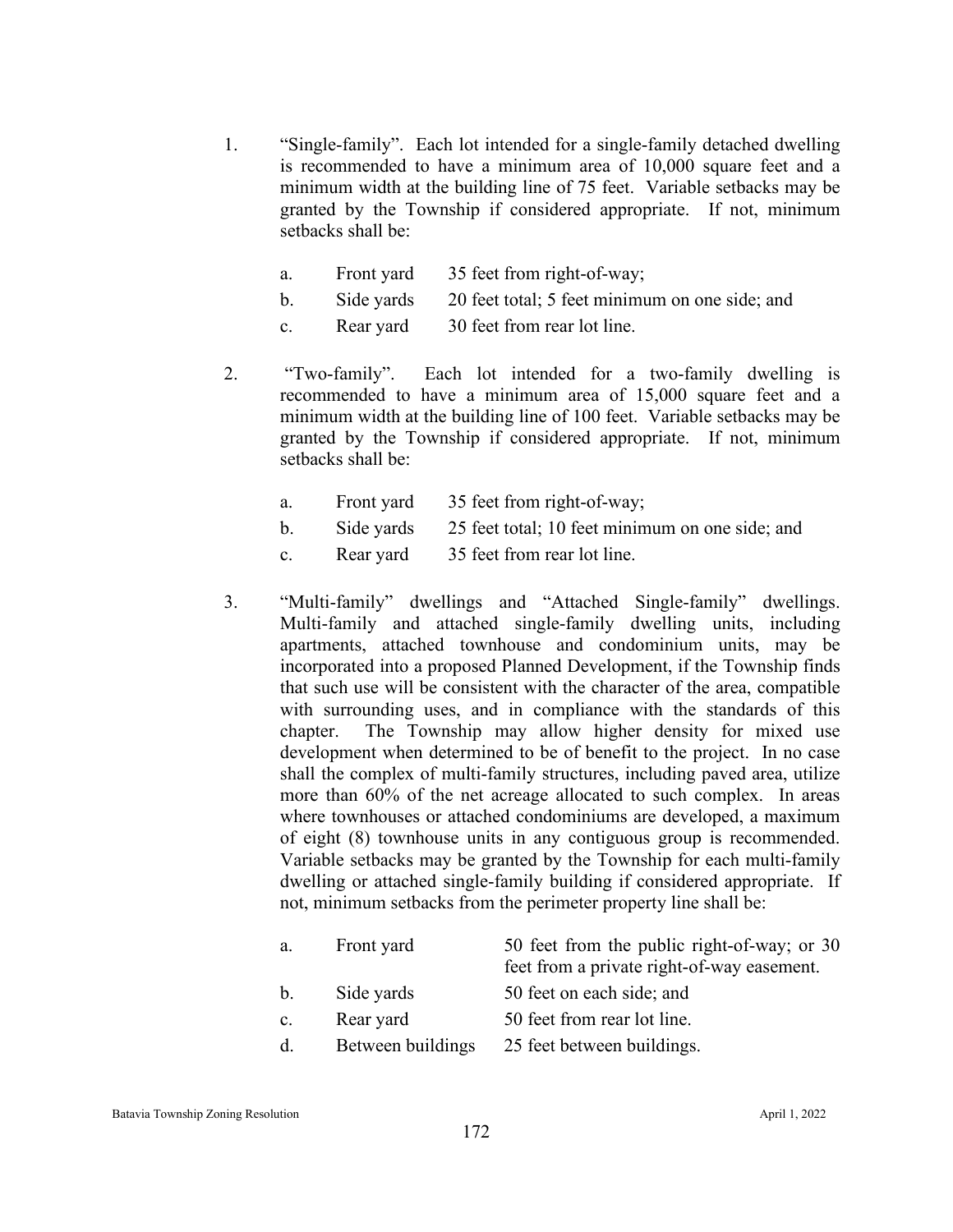1. "Single-family". Each lot intended for a single-family detached dwelling is recommended to have a minimum area of 10,000 square feet and a minimum width at the building line of 75 feet. Variable setbacks may be granted by the Township if considered appropriate. If not, minimum setbacks shall be:

   a. Front yard 35 feet from right-of-way;
   b. Side yards 20 feet total; 5 feet minimum on one side; and
   c. Rear yard 30 feet from rear lot line.

2. "Two-family". Each lot intended for a two-family dwelling is recommended to have a minimum area of 15,000 square feet and a minimum width at the building line of 100 feet. Variable setbacks may be granted by the Township if considered appropriate. If not, minimum setbacks shall be:

   a. Front yard 35 feet from right-of-way;
   b. Side yards 25 feet total; 10 feet minimum on one side; and
   c. Rear yard 35 feet from rear lot line.

3. "Multi-family" dwellings and "Attached Single-family" dwellings. Multi-family and attached single-family dwelling units, including apartments, attached townhouse and condominium units, may be incorporated into a proposed Planned Development, if the Township finds that such use will be consistent with the character of the area, compatible with surrounding uses, and in compliance with the standards of this chapter. The Township may allow higher density for mixed use development when determined to be of benefit to the project. In no case shall the complex of multi-family structures, including paved area, utilize more than 60% of the net acreage allocated to such complex. In areas where townhouses or attached condominiums are developed, a maximum of eight (8) townhouse units in any contiguous group is recommended. Variable setbacks may be granted by the Township for each multi-family dwelling or attached single-family building if considered appropriate. If not, minimum setbacks from the perimeter property line shall be:

   a. Front yard 50 feet from the public right-of-way; or 30 feet from a private right-of-way easement.
   b. Side yards 50 feet on each side; and
   c. Rear yard 50 feet from rear lot line.
   d. Between buildings 25 feet between buildings.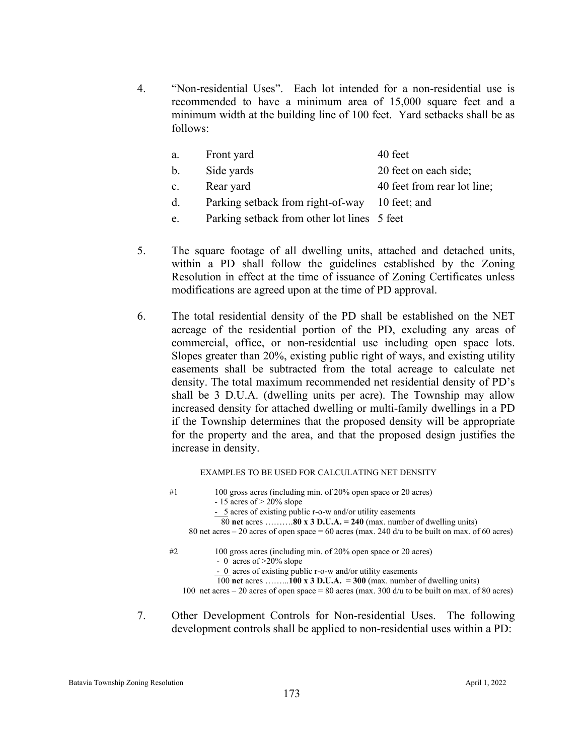4. "Non-residential Uses". Each lot intended for a non-residential use is recommended to have a minimum area of 15,000 square feet and a minimum width at the building line of 100 feet. Yard setbacks shall be as follows:

   | | | |
   |---|---|---|
   | a. | Front yard | 40 feet |
   | b. | Side yards | 20 feet on each side; |
   | c. | Rear yard | 40 feet from rear lot line; |
   | d. | Parking setback from right-of-way | 10 feet; and |
   | e. | Parking setback from other lot lines | 5 feet |

5. The square footage of all dwelling units, attached and detached units, within a PD shall follow the guidelines established by the Zoning Resolution in effect at the time of issuance of Zoning Certificates unless modifications are agreed upon at the time of PD approval.

6. The total residential density of the PD shall be established on the NET acreage of the residential portion of the PD, excluding any areas of commercial, office, or non-residential use including open space lots. Slopes greater than 20%, existing public right of ways, and existing utility easements shall be subtracted from the total acreage to calculate net density. The total maximum recommended net residential density of PD's shall be 3 D.U.A. (dwelling units per acre). The Township may allow increased density for attached dwelling or multi-family dwellings in a PD if the Township determines that the proposed density will be appropriate for the property and the area, and that the proposed design justifies the increase in density.

   EXAMPLES TO BE USED FOR CALCULATING NET DENSITY

   #1 100 gross acres (including min. of 20% open space or 20 acres)
   - 15 acres of > 20% slope
   - 5 acres of existing public r-o-w and/or utility easements
   80 **net** acres ……….**80 x 3 D.U.A. = 240** (max. number of dwelling units)
   80 net acres – 20 acres of open space = 60 acres (max. 240 d/u to be built on max. of 60 acres)

   #2 100 gross acres (including min. of 20% open space or 20 acres)
   - 0 acres of >20% slope
   - 0 acres of existing public r-o-w and/or utility easements
   100 **net** acres ……...**100 x 3 D.U.A. = 300** (max. number of dwelling units)
   100 net acres – 20 acres of open space = 80 acres (max. 300 d/u to be built on max. of 80 acres)

7. Other Development Controls for Non-residential Uses. The following development controls shall be applied to non-residential uses within a PD: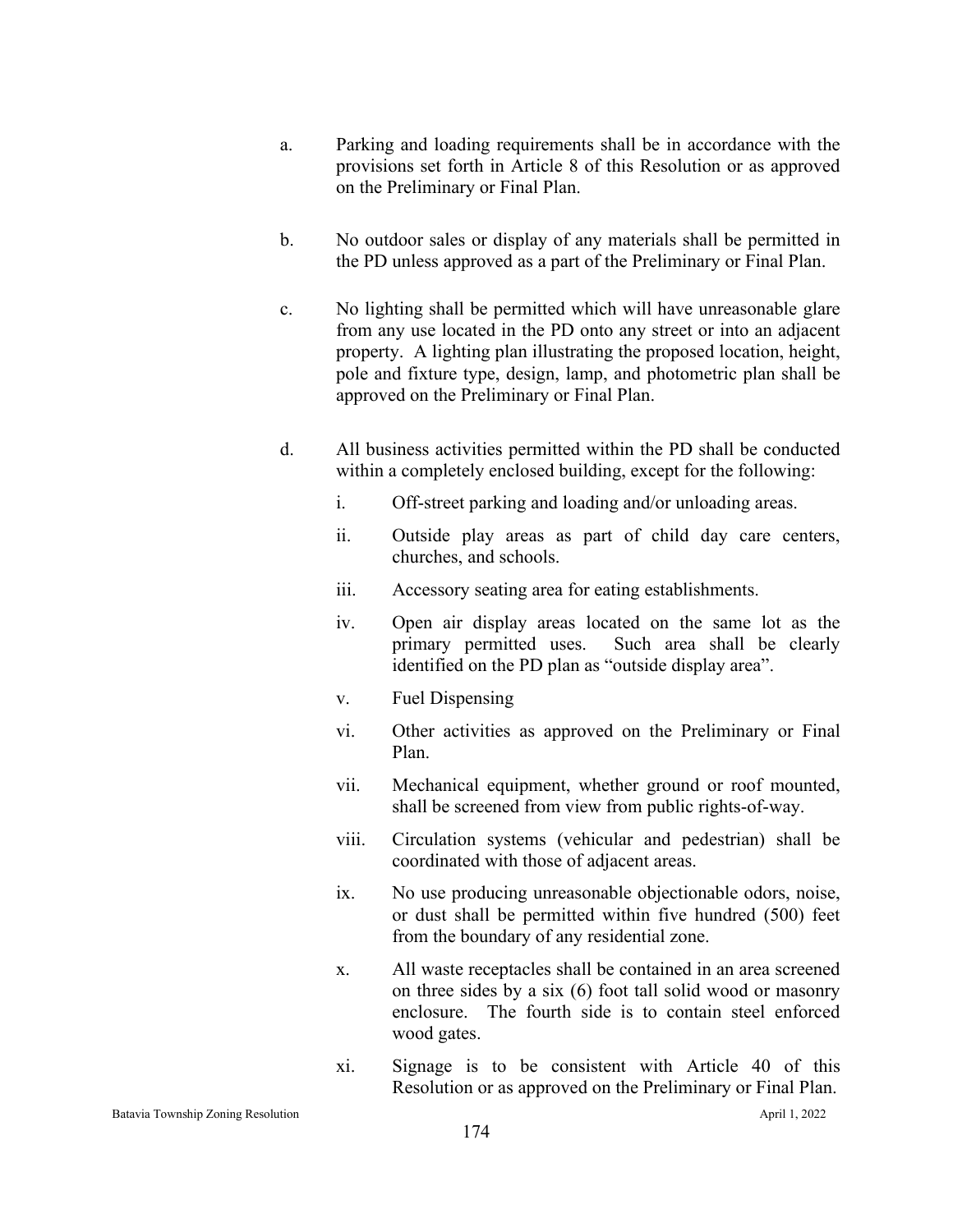a. Parking and loading requirements shall be in accordance with the provisions set forth in Article 8 of this Resolution or as approved on the Preliminary or Final Plan.

b. No outdoor sales or display of any materials shall be permitted in the PD unless approved as a part of the Preliminary or Final Plan.

c. No lighting shall be permitted which will have unreasonable glare from any use located in the PD onto any street or into an adjacent property. A lighting plan illustrating the proposed location, height, pole and fixture type, design, lamp, and photometric plan shall be approved on the Preliminary or Final Plan.

d. All business activities permitted within the PD shall be conducted within a completely enclosed building, except for the following:

   i. Off-street parking and loading and/or unloading areas.

   ii. Outside play areas as part of child day care centers, churches, and schools.

   iii. Accessory seating area for eating establishments.

   iv. Open air display areas located on the same lot as the primary permitted uses. Such area shall be clearly identified on the PD plan as “outside display area”.

   v. Fuel Dispensing

   vi. Other activities as approved on the Preliminary or Final Plan.

   vii. Mechanical equipment, whether ground or roof mounted, shall be screened from view from public rights-of-way.

   viii. Circulation systems (vehicular and pedestrian) shall be coordinated with those of adjacent areas.

   ix. No use producing unreasonable objectionable odors, noise, or dust shall be permitted within five hundred (500) feet from the boundary of any residential zone.

   x. All waste receptacles shall be contained in an area screened on three sides by a six (6) foot tall solid wood or masonry enclosure. The fourth side is to contain steel enforced wood gates.

   xi. Signage is to be consistent with Article 40 of this Resolution or as approved on the Preliminary or Final Plan.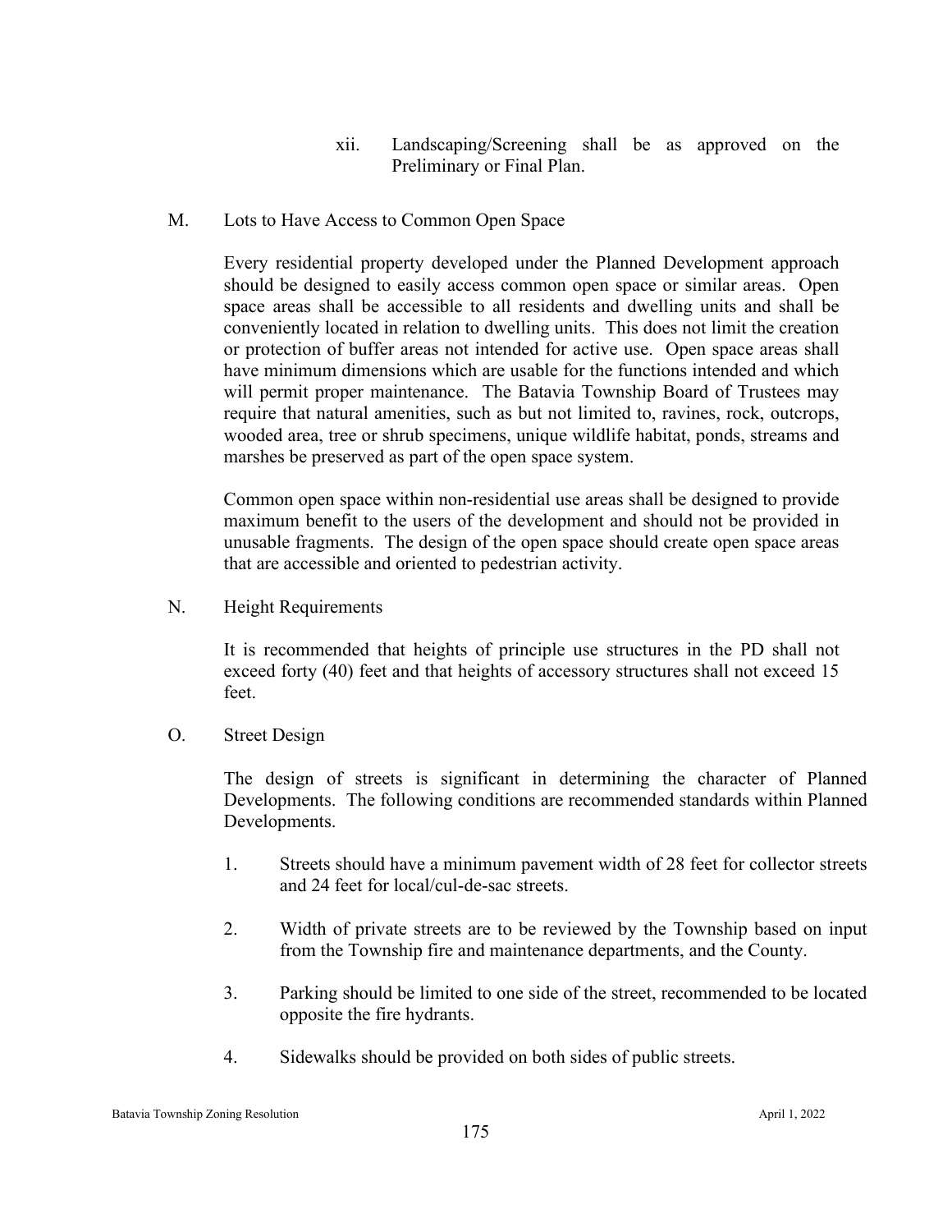xii. Landscaping/Screening shall be as approved on the Preliminary or Final Plan.

M. Lots to Have Access to Common Open Space

Every residential property developed under the Planned Development approach should be designed to easily access common open space or similar areas. Open space areas shall be accessible to all residents and dwelling units and shall be conveniently located in relation to dwelling units. This does not limit the creation or protection of buffer areas not intended for active use. Open space areas shall have minimum dimensions which are usable for the functions intended and which will permit proper maintenance. The Batavia Township Board of Trustees may require that natural amenities, such as but not limited to, ravines, rock, outcrops, wooded area, tree or shrub specimens, unique wildlife habitat, ponds, streams and marshes be preserved as part of the open space system.

Common open space within non-residential use areas shall be designed to provide maximum benefit to the users of the development and should not be provided in unusable fragments. The design of the open space should create open space areas that are accessible and oriented to pedestrian activity.

N. Height Requirements

It is recommended that heights of principle use structures in the PD shall not exceed forty (40) feet and that heights of accessory structures shall not exceed 15 feet.

O. Street Design

The design of streets is significant in determining the character of Planned Developments. The following conditions are recommended standards within Planned Developments.

1. Streets should have a minimum pavement width of 28 feet for collector streets and 24 feet for local/cul-de-sac streets.

2. Width of private streets are to be reviewed by the Township based on input from the Township fire and maintenance departments, and the County.

3. Parking should be limited to one side of the street, recommended to be located opposite the fire hydrants.

4. Sidewalks should be provided on both sides of public streets.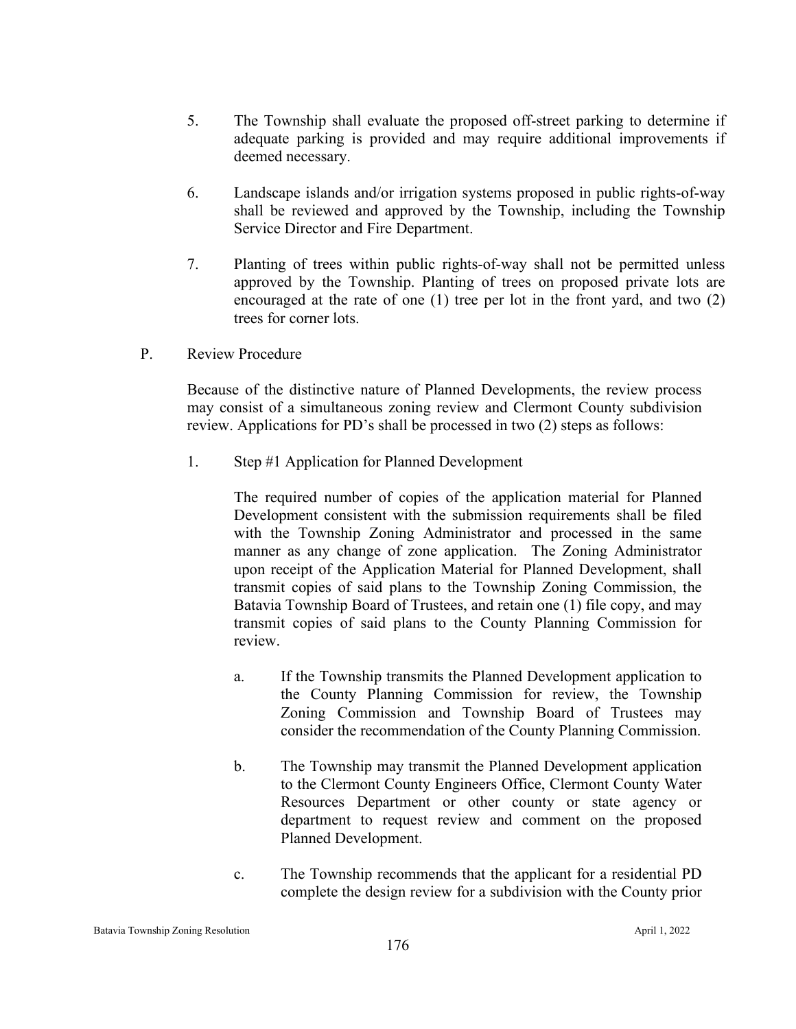5. The Township shall evaluate the proposed off-street parking to determine if adequate parking is provided and may require additional improvements if deemed necessary.

6. Landscape islands and/or irrigation systems proposed in public rights-of-way shall be reviewed and approved by the Township, including the Township Service Director and Fire Department.

7. Planting of trees within public rights-of-way shall not be permitted unless approved by the Township. Planting of trees on proposed private lots are encouraged at the rate of one (1) tree per lot in the front yard, and two (2) trees for corner lots.

P. Review Procedure

Because of the distinctive nature of Planned Developments, the review process may consist of a simultaneous zoning review and Clermont County subdivision review. Applications for PD's shall be processed in two (2) steps as follows:

1. Step #1 Application for Planned Development

The required number of copies of the application material for Planned Development consistent with the submission requirements shall be filed with the Township Zoning Administrator and processed in the same manner as any change of zone application. The Zoning Administrator upon receipt of the Application Material for Planned Development, shall transmit copies of said plans to the Township Zoning Commission, the Batavia Township Board of Trustees, and retain one (1) file copy, and may transmit copies of said plans to the County Planning Commission for review.

a. If the Township transmits the Planned Development application to the County Planning Commission for review, the Township Zoning Commission and Township Board of Trustees may consider the recommendation of the County Planning Commission.

b. The Township may transmit the Planned Development application to the Clermont County Engineers Office, Clermont County Water Resources Department or other county or state agency or department to request review and comment on the proposed Planned Development.

c. The Township recommends that the applicant for a residential PD complete the design review for a subdivision with the County prior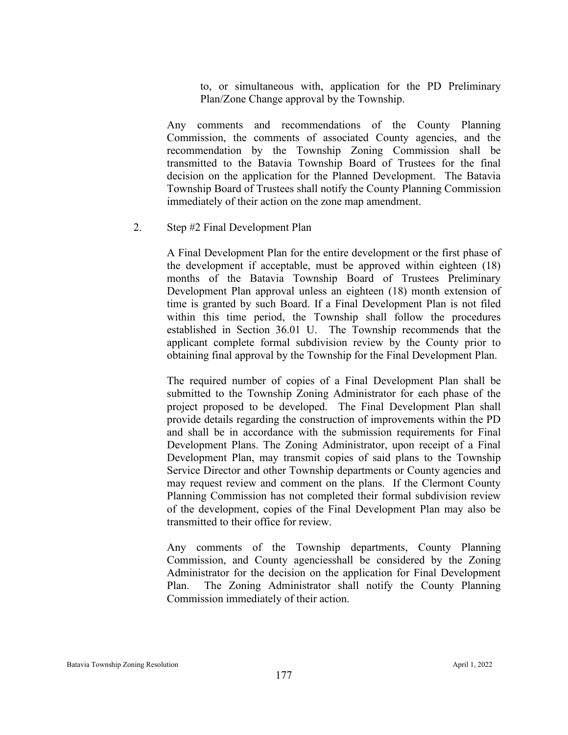to, or simultaneous with, application for the PD Preliminary Plan/Zone Change approval by the Township.

Any comments and recommendations of the County Planning Commission, the comments of associated County agencies, and the recommendation by the Township Zoning Commission shall be transmitted to the Batavia Township Board of Trustees for the final decision on the application for the Planned Development. The Batavia Township Board of Trustees shall notify the County Planning Commission immediately of their action on the zone map amendment.

2. Step #2 Final Development Plan

A Final Development Plan for the entire development or the first phase of the development if acceptable, must be approved within eighteen (18) months of the Batavia Township Board of Trustees Preliminary Development Plan approval unless an eighteen (18) month extension of time is granted by such Board. If a Final Development Plan is not filed within this time period, the Township shall follow the procedures established in Section 36.01 U. The Township recommends that the applicant complete formal subdivision review by the County prior to obtaining final approval by the Township for the Final Development Plan.

The required number of copies of a Final Development Plan shall be submitted to the Township Zoning Administrator for each phase of the project proposed to be developed. The Final Development Plan shall provide details regarding the construction of improvements within the PD and shall be in accordance with the submission requirements for Final Development Plans. The Zoning Administrator, upon receipt of a Final Development Plan, may transmit copies of said plans to the Township Service Director and other Township departments or County agencies and may request review and comment on the plans. If the Clermont County Planning Commission has not completed their formal subdivision review of the development, copies of the Final Development Plan may also be transmitted to their office for review.

Any comments of the Township departments, County Planning Commission, and County agenciesshall be considered by the Zoning Administrator for the decision on the application for Final Development Plan. The Zoning Administrator shall notify the County Planning Commission immediately of their action.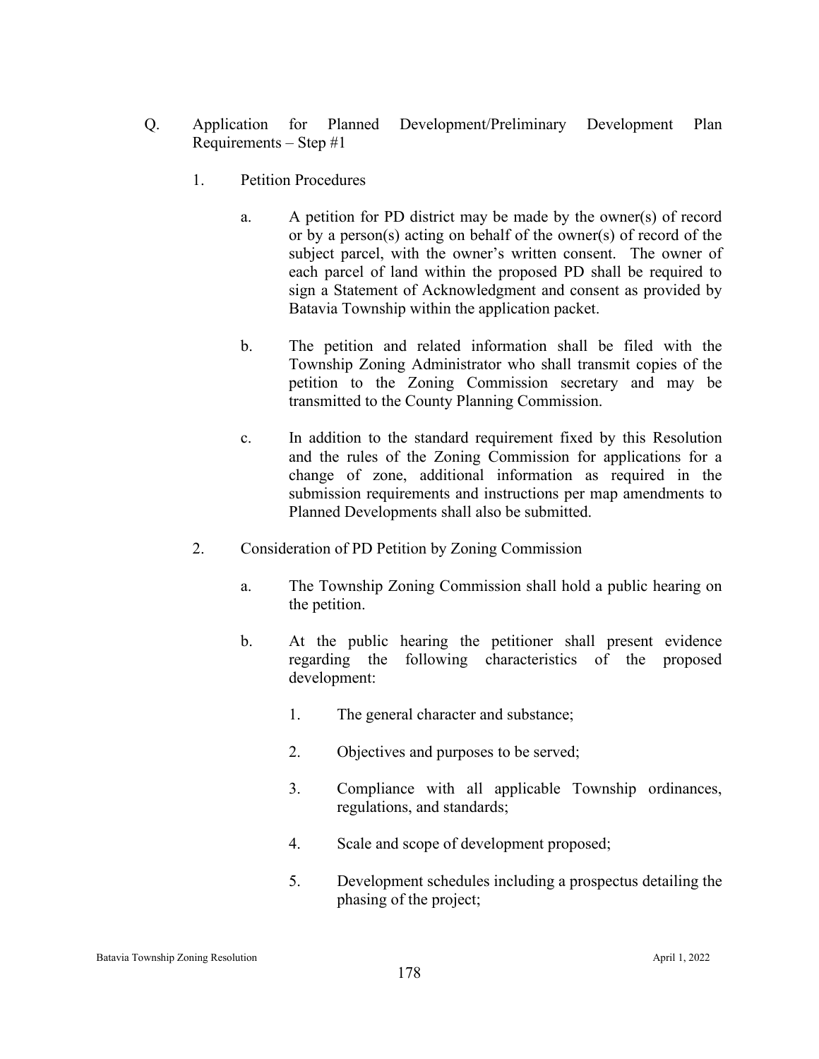Q. Application for Planned Development/Preliminary Development Plan Requirements – Step #1

1. Petition Procedures

   a. A petition for PD district may be made by the owner(s) of record or by a person(s) acting on behalf of the owner(s) of record of the subject parcel, with the owner's written consent. The owner of each parcel of land within the proposed PD shall be required to sign a Statement of Acknowledgment and consent as provided by Batavia Township within the application packet.

   b. The petition and related information shall be filed with the Township Zoning Administrator who shall transmit copies of the petition to the Zoning Commission secretary and may be transmitted to the County Planning Commission.

   c. In addition to the standard requirement fixed by this Resolution and the rules of the Zoning Commission for applications for a change of zone, additional information as required in the submission requirements and instructions per map amendments to Planned Developments shall also be submitted.

2. Consideration of PD Petition by Zoning Commission

   a. The Township Zoning Commission shall hold a public hearing on the petition.

   b. At the public hearing the petitioner shall present evidence regarding the following characteristics of the proposed development:

      1. The general character and substance;

      2. Objectives and purposes to be served;

      3. Compliance with all applicable Township ordinances, regulations, and standards;

      4. Scale and scope of development proposed;

      5. Development schedules including a prospectus detailing the phasing of the project;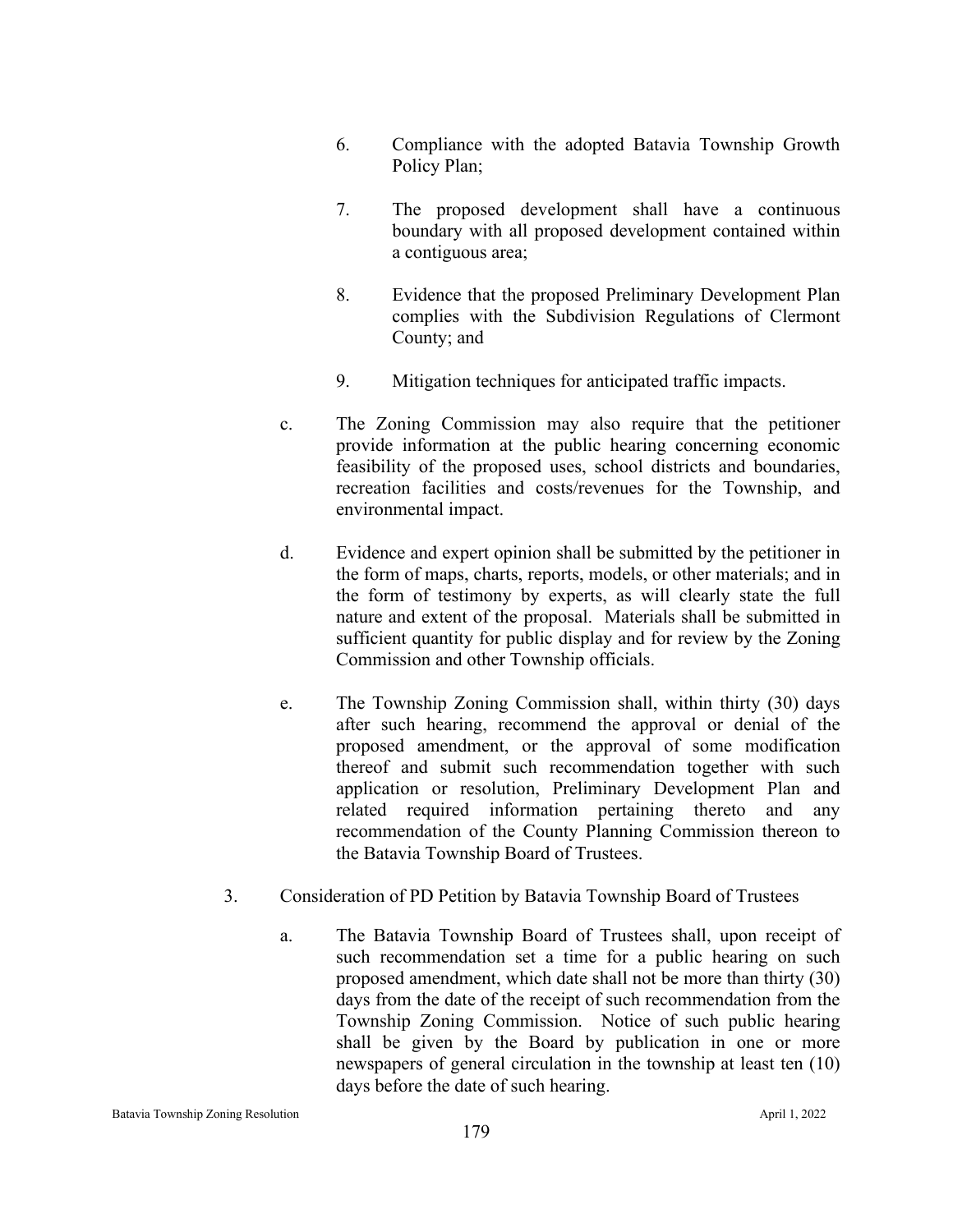6. Compliance with the adopted Batavia Township Growth Policy Plan;

7. The proposed development shall have a continuous boundary with all proposed development contained within a contiguous area;

8. Evidence that the proposed Preliminary Development Plan complies with the Subdivision Regulations of Clermont County; and

9. Mitigation techniques for anticipated traffic impacts.

c. The Zoning Commission may also require that the petitioner provide information at the public hearing concerning economic feasibility of the proposed uses, school districts and boundaries, recreation facilities and costs/revenues for the Township, and environmental impact.

d. Evidence and expert opinion shall be submitted by the petitioner in the form of maps, charts, reports, models, or other materials; and in the form of testimony by experts, as will clearly state the full nature and extent of the proposal. Materials shall be submitted in sufficient quantity for public display and for review by the Zoning Commission and other Township officials.

e. The Township Zoning Commission shall, within thirty (30) days after such hearing, recommend the approval or denial of the proposed amendment, or the approval of some modification thereof and submit such recommendation together with such application or resolution, Preliminary Development Plan and related required information pertaining thereto and any recommendation of the County Planning Commission thereon to the Batavia Township Board of Trustees.

3. Consideration of PD Petition by Batavia Township Board of Trustees

a. The Batavia Township Board of Trustees shall, upon receipt of such recommendation set a time for a public hearing on such proposed amendment, which date shall not be more than thirty (30) days from the date of the receipt of such recommendation from the Township Zoning Commission. Notice of such public hearing shall be given by the Board by publication in one or more newspapers of general circulation in the township at least ten (10) days before the date of such hearing.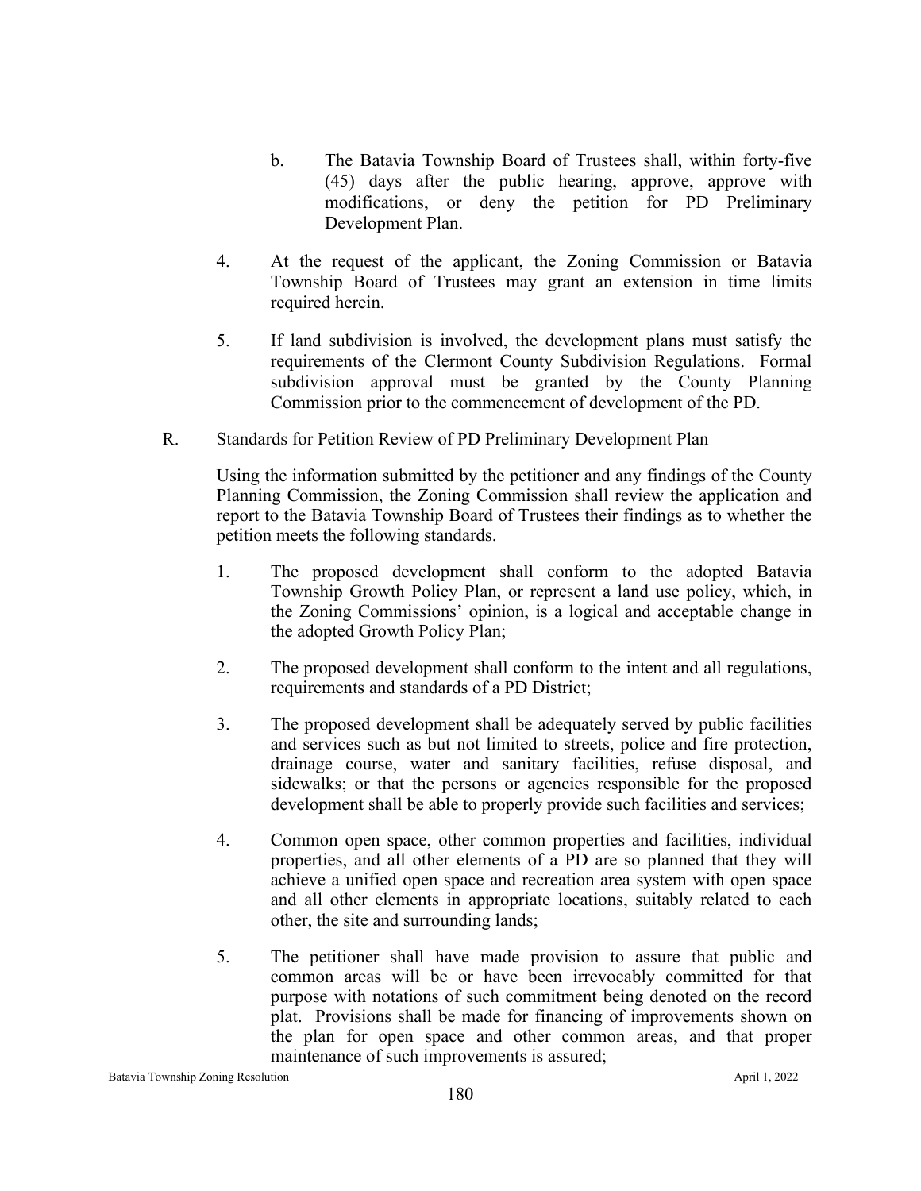b. The Batavia Township Board of Trustees shall, within forty-five (45) days after the public hearing, approve, approve with modifications, or deny the petition for PD Preliminary Development Plan.

4. At the request of the applicant, the Zoning Commission or Batavia Township Board of Trustees may grant an extension in time limits required herein.

5. If land subdivision is involved, the development plans must satisfy the requirements of the Clermont County Subdivision Regulations. Formal subdivision approval must be granted by the County Planning Commission prior to the commencement of development of the PD.

R. Standards for Petition Review of PD Preliminary Development Plan

Using the information submitted by the petitioner and any findings of the County Planning Commission, the Zoning Commission shall review the application and report to the Batavia Township Board of Trustees their findings as to whether the petition meets the following standards.

1. The proposed development shall conform to the adopted Batavia Township Growth Policy Plan, or represent a land use policy, which, in the Zoning Commissions' opinion, is a logical and acceptable change in the adopted Growth Policy Plan;

2. The proposed development shall conform to the intent and all regulations, requirements and standards of a PD District;

3. The proposed development shall be adequately served by public facilities and services such as but not limited to streets, police and fire protection, drainage course, water and sanitary facilities, refuse disposal, and sidewalks; or that the persons or agencies responsible for the proposed development shall be able to properly provide such facilities and services;

4. Common open space, other common properties and facilities, individual properties, and all other elements of a PD are so planned that they will achieve a unified open space and recreation area system with open space and all other elements in appropriate locations, suitably related to each other, the site and surrounding lands;

5. The petitioner shall have made provision to assure that public and common areas will be or have been irrevocably committed for that purpose with notations of such commitment being denoted on the record plat. Provisions shall be made for financing of improvements shown on the plan for open space and other common areas, and that proper maintenance of such improvements is assured;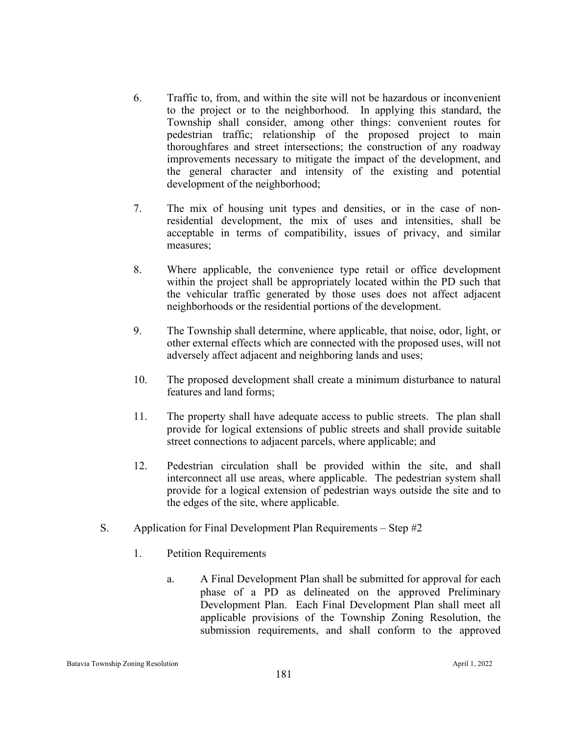6. Traffic to, from, and within the site will not be hazardous or inconvenient to the project or to the neighborhood. In applying this standard, the Township shall consider, among other things: convenient routes for pedestrian traffic; relationship of the proposed project to main thoroughfares and street intersections; the construction of any roadway improvements necessary to mitigate the impact of the development, and the general character and intensity of the existing and potential development of the neighborhood;

7. The mix of housing unit types and densities, or in the case of non-residential development, the mix of uses and intensities, shall be acceptable in terms of compatibility, issues of privacy, and similar measures;

8. Where applicable, the convenience type retail or office development within the project shall be appropriately located within the PD such that the vehicular traffic generated by those uses does not affect adjacent neighborhoods or the residential portions of the development.

9. The Township shall determine, where applicable, that noise, odor, light, or other external effects which are connected with the proposed uses, will not adversely affect adjacent and neighboring lands and uses;

10. The proposed development shall create a minimum disturbance to natural features and land forms;

11. The property shall have adequate access to public streets. The plan shall provide for logical extensions of public streets and shall provide suitable street connections to adjacent parcels, where applicable; and

12. Pedestrian circulation shall be provided within the site, and shall interconnect all use areas, where applicable. The pedestrian system shall provide for a logical extension of pedestrian ways outside the site and to the edges of the site, where applicable.

S. Application for Final Development Plan Requirements – Step #2

1. Petition Requirements

a. A Final Development Plan shall be submitted for approval for each phase of a PD as delineated on the approved Preliminary Development Plan. Each Final Development Plan shall meet all applicable provisions of the Township Zoning Resolution, the submission requirements, and shall conform to the approved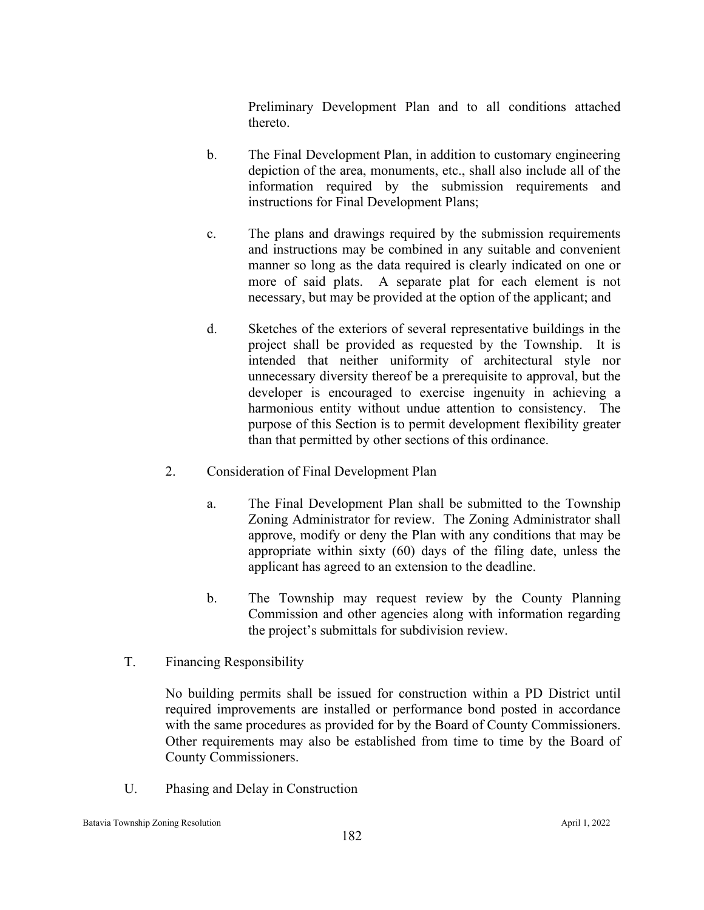Preliminary Development Plan and to all conditions attached thereto.

b. The Final Development Plan, in addition to customary engineering depiction of the area, monuments, etc., shall also include all of the information required by the submission requirements and instructions for Final Development Plans;

c. The plans and drawings required by the submission requirements and instructions may be combined in any suitable and convenient manner so long as the data required is clearly indicated on one or more of said plats. A separate plat for each element is not necessary, but may be provided at the option of the applicant; and

d. Sketches of the exteriors of several representative buildings in the project shall be provided as requested by the Township. It is intended that neither uniformity of architectural style nor unnecessary diversity thereof be a prerequisite to approval, but the developer is encouraged to exercise ingenuity in achieving a harmonious entity without undue attention to consistency. The purpose of this Section is to permit development flexibility greater than that permitted by other sections of this ordinance.

2. Consideration of Final Development Plan

a. The Final Development Plan shall be submitted to the Township Zoning Administrator for review. The Zoning Administrator shall approve, modify or deny the Plan with any conditions that may be appropriate within sixty (60) days of the filing date, unless the applicant has agreed to an extension to the deadline.

b. The Township may request review by the County Planning Commission and other agencies along with information regarding the project's submittals for subdivision review.

T. Financing Responsibility

No building permits shall be issued for construction within a PD District until required improvements are installed or performance bond posted in accordance with the same procedures as provided for by the Board of County Commissioners. Other requirements may also be established from time to time by the Board of County Commissioners.

U. Phasing and Delay in Construction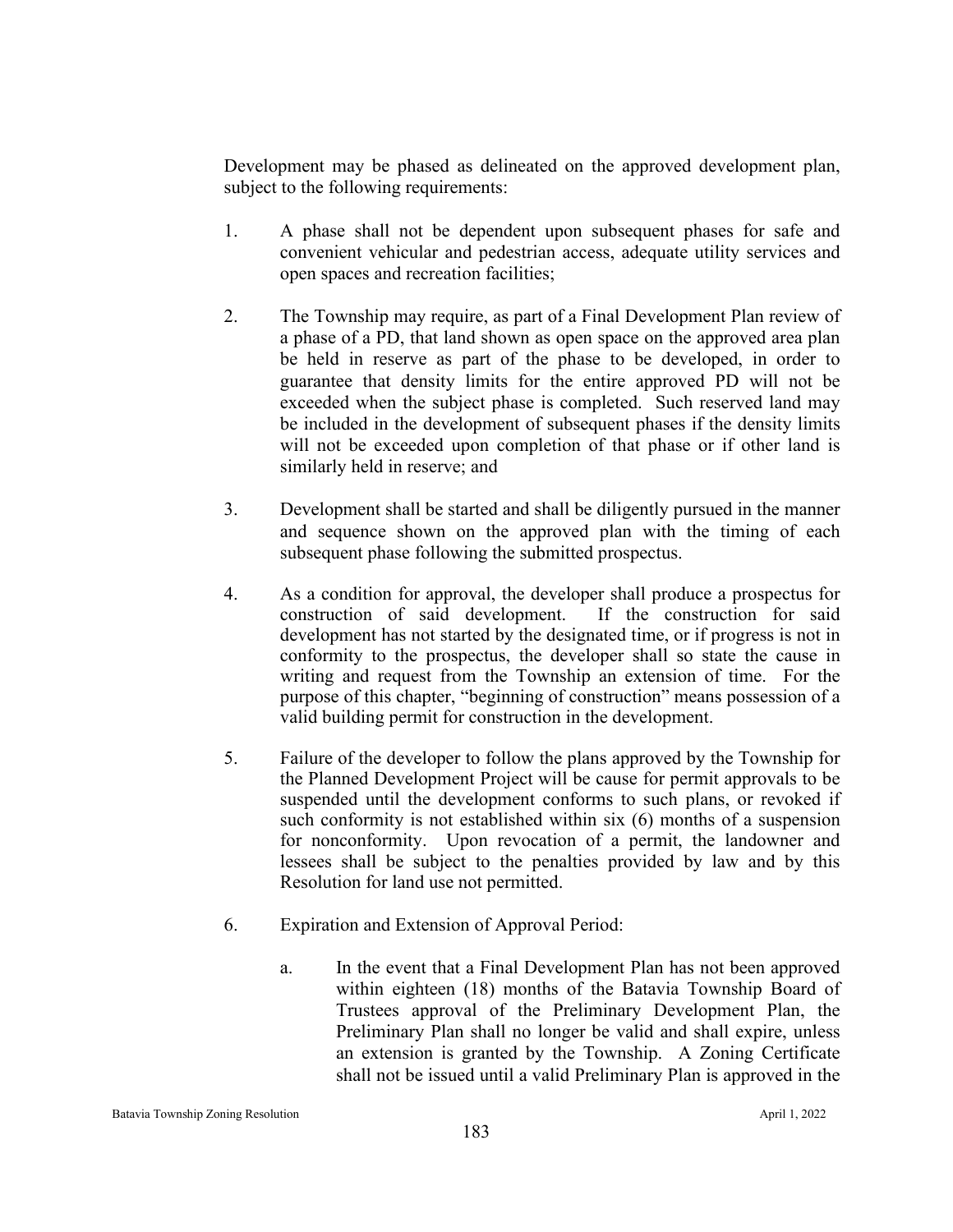Development may be phased as delineated on the approved development plan, subject to the following requirements:

1. A phase shall not be dependent upon subsequent phases for safe and convenient vehicular and pedestrian access, adequate utility services and open spaces and recreation facilities;

2. The Township may require, as part of a Final Development Plan review of a phase of a PD, that land shown as open space on the approved area plan be held in reserve as part of the phase to be developed, in order to guarantee that density limits for the entire approved PD will not be exceeded when the subject phase is completed. Such reserved land may be included in the development of subsequent phases if the density limits will not be exceeded upon completion of that phase or if other land is similarly held in reserve; and

3. Development shall be started and shall be diligently pursued in the manner and sequence shown on the approved plan with the timing of each subsequent phase following the submitted prospectus.

4. As a condition for approval, the developer shall produce a prospectus for construction of said development. If the construction for said development has not started by the designated time, or if progress is not in conformity to the prospectus, the developer shall so state the cause in writing and request from the Township an extension of time. For the purpose of this chapter, "beginning of construction" means possession of a valid building permit for construction in the development.

5. Failure of the developer to follow the plans approved by the Township for the Planned Development Project will be cause for permit approvals to be suspended until the development conforms to such plans, or revoked if such conformity is not established within six (6) months of a suspension for nonconformity. Upon revocation of a permit, the landowner and lessees shall be subject to the penalties provided by law and by this Resolution for land use not permitted.

6. Expiration and Extension of Approval Period:

   a. In the event that a Final Development Plan has not been approved within eighteen (18) months of the Batavia Township Board of Trustees approval of the Preliminary Development Plan, the Preliminary Plan shall no longer be valid and shall expire, unless an extension is granted by the Township. A Zoning Certificate shall not be issued until a valid Preliminary Plan is approved in the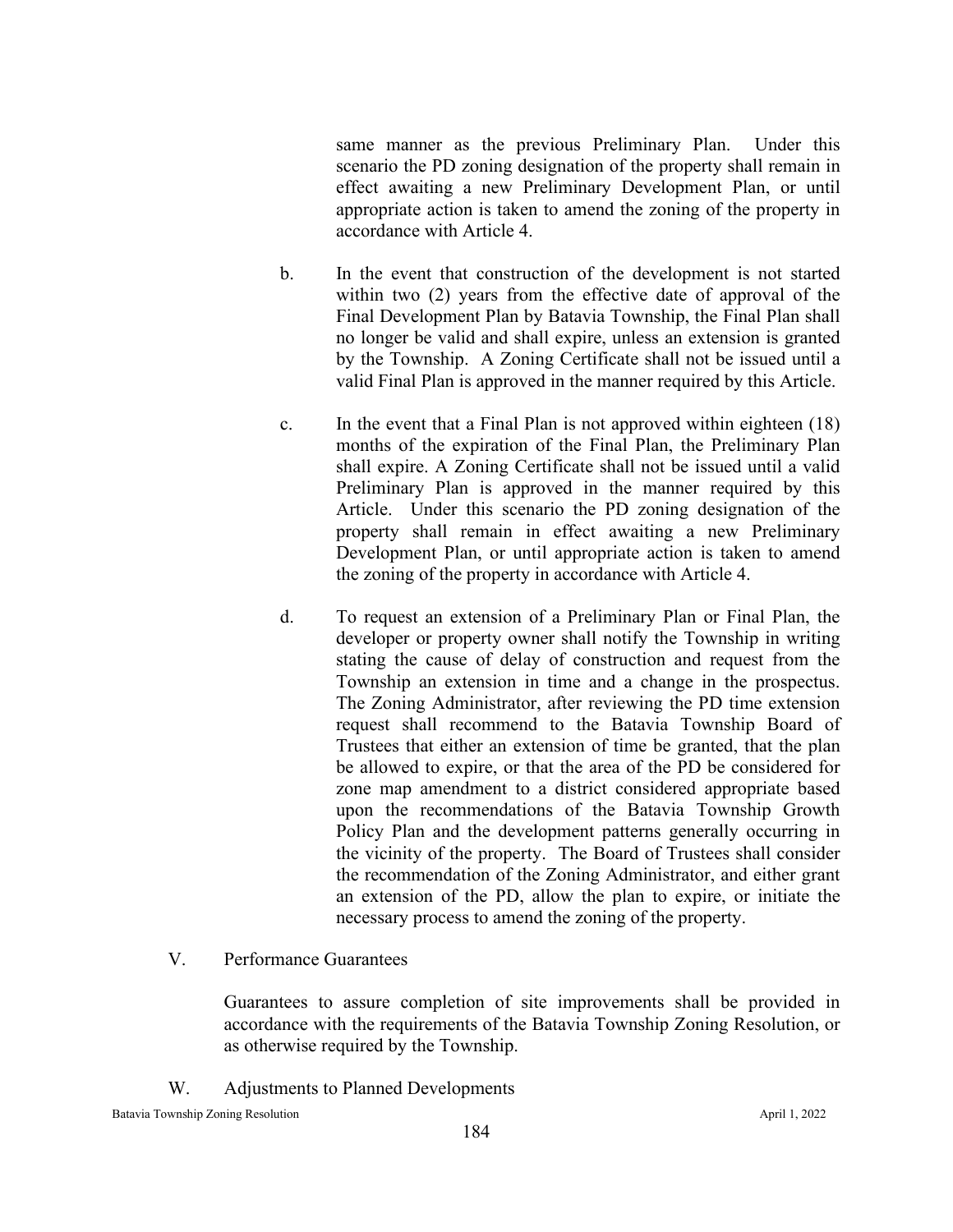same manner as the previous Preliminary Plan. Under this scenario the PD zoning designation of the property shall remain in effect awaiting a new Preliminary Development Plan, or until appropriate action is taken to amend the zoning of the property in accordance with Article 4.

b. In the event that construction of the development is not started within two (2) years from the effective date of approval of the Final Development Plan by Batavia Township, the Final Plan shall no longer be valid and shall expire, unless an extension is granted by the Township. A Zoning Certificate shall not be issued until a valid Final Plan is approved in the manner required by this Article.

c. In the event that a Final Plan is not approved within eighteen (18) months of the expiration of the Final Plan, the Preliminary Plan shall expire. A Zoning Certificate shall not be issued until a valid Preliminary Plan is approved in the manner required by this Article. Under this scenario the PD zoning designation of the property shall remain in effect awaiting a new Preliminary Development Plan, or until appropriate action is taken to amend the zoning of the property in accordance with Article 4.

d. To request an extension of a Preliminary Plan or Final Plan, the developer or property owner shall notify the Township in writing stating the cause of delay of construction and request from the Township an extension in time and a change in the prospectus. The Zoning Administrator, after reviewing the PD time extension request shall recommend to the Batavia Township Board of Trustees that either an extension of time be granted, that the plan be allowed to expire, or that the area of the PD be considered for zone map amendment to a district considered appropriate based upon the recommendations of the Batavia Township Growth Policy Plan and the development patterns generally occurring in the vicinity of the property. The Board of Trustees shall consider the recommendation of the Zoning Administrator, and either grant an extension of the PD, allow the plan to expire, or initiate the necessary process to amend the zoning of the property.

V. Performance Guarantees

Guarantees to assure completion of site improvements shall be provided in accordance with the requirements of the Batavia Township Zoning Resolution, or as otherwise required by the Township.

W. Adjustments to Planned Developments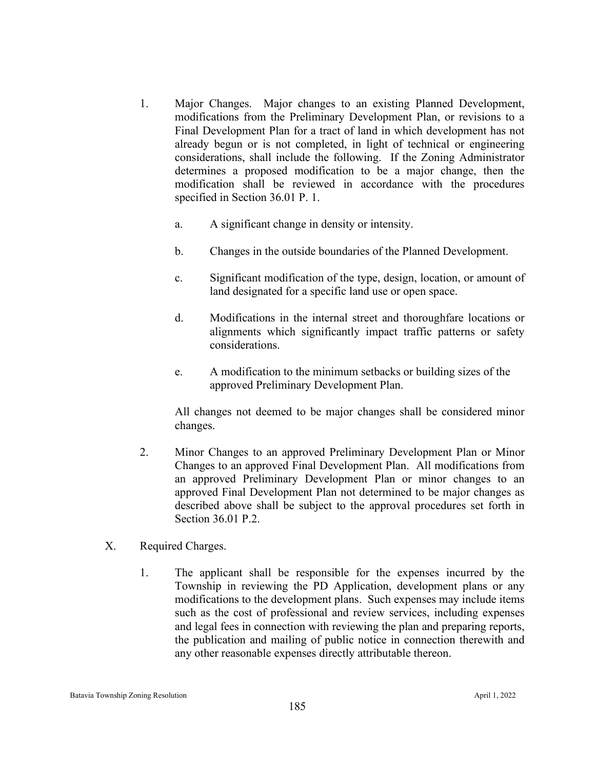1. Major Changes. Major changes to an existing Planned Development, modifications from the Preliminary Development Plan, or revisions to a Final Development Plan for a tract of land in which development has not already begun or is not completed, in light of technical or engineering considerations, shall include the following. If the Zoning Administrator determines a proposed modification to be a major change, then the modification shall be reviewed in accordance with the procedures specified in Section 36.01 P. 1.

    a. A significant change in density or intensity.

    b. Changes in the outside boundaries of the Planned Development.

    c. Significant modification of the type, design, location, or amount of land designated for a specific land use or open space.

    d. Modifications in the internal street and thoroughfare locations or alignments which significantly impact traffic patterns or safety considerations.

    e. A modification to the minimum setbacks or building sizes of the approved Preliminary Development Plan.

    All changes not deemed to be major changes shall be considered minor changes.

2. Minor Changes to an approved Preliminary Development Plan or Minor Changes to an approved Final Development Plan. All modifications from an approved Preliminary Development Plan or minor changes to an approved Final Development Plan not determined to be major changes as described above shall be subject to the approval procedures set forth in Section 36.01 P.2.

X. Required Charges.

1. The applicant shall be responsible for the expenses incurred by the Township in reviewing the PD Application, development plans or any modifications to the development plans. Such expenses may include items such as the cost of professional and review services, including expenses and legal fees in connection with reviewing the plan and preparing reports, the publication and mailing of public notice in connection therewith and any other reasonable expenses directly attributable thereon.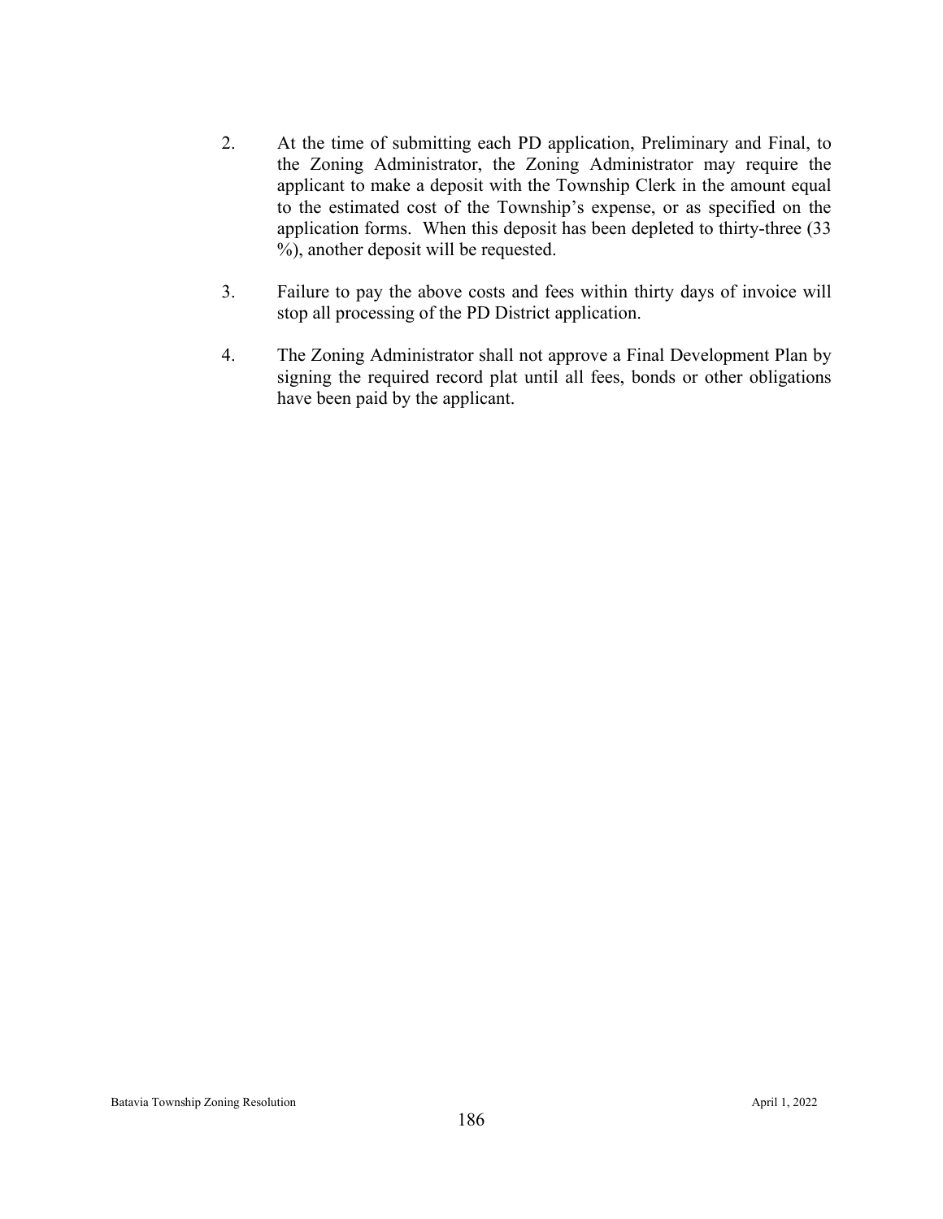2. At the time of submitting each PD application, Preliminary and Final, to the Zoning Administrator, the Zoning Administrator may require the applicant to make a deposit with the Township Clerk in the amount equal to the estimated cost of the Township's expense, or as specified on the application forms. When this deposit has been depleted to thirty-three (33 %), another deposit will be requested.

3. Failure to pay the above costs and fees within thirty days of invoice will stop all processing of the PD District application.

4. The Zoning Administrator shall not approve a Final Development Plan by signing the required record plat until all fees, bonds or other obligations have been paid by the applicant.